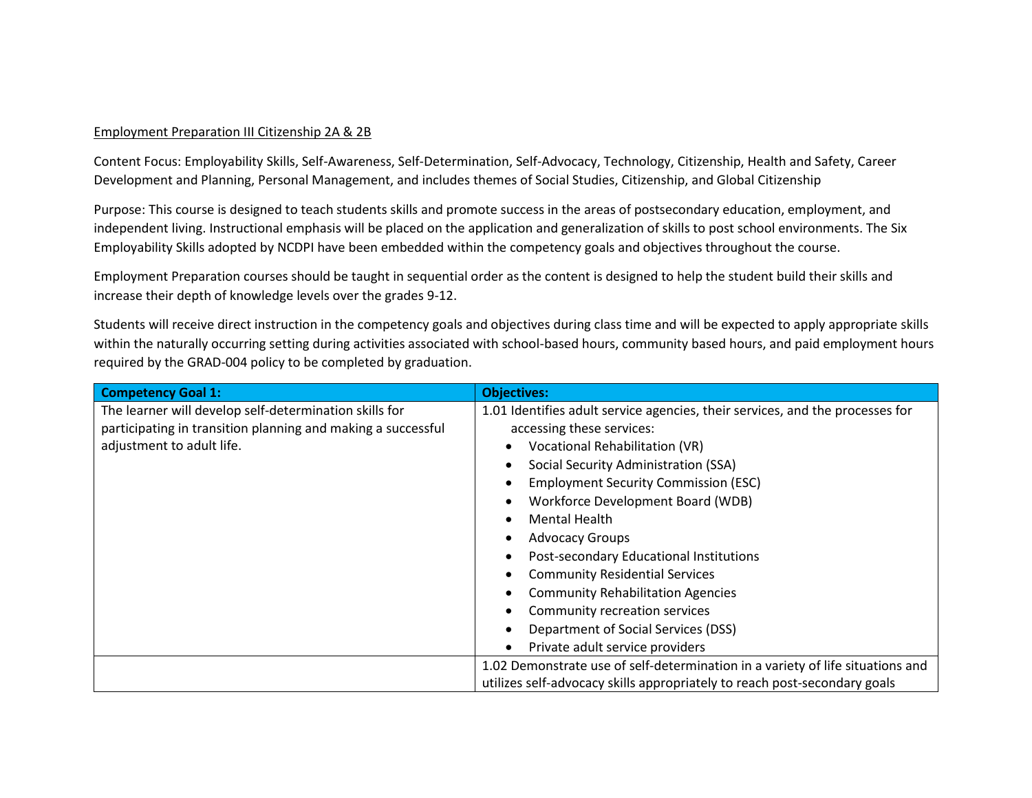Employment Preparation III Citizenship 2A & 2B

Content Focus: Employability Skills, Self-Awareness, Self-Determination, Self-Advocacy, Technology, Citizenship, Health and Safety, Career Development and Planning, Personal Management, and includes themes of Social Studies, Citizenship, and Global Citizenship

Purpose: This course is designed to teach students skills and promote success in the areas of postsecondary education, employment, and independent living. Instructional emphasis will be placed on the application and generalization of skills to post school environments. The Six Employability Skills adopted by NCDPI have been embedded within the competency goals and objectives throughout the course.

Employment Preparation courses should be taught in sequential order as the content is designed to help the student build their skills and increase their depth of knowledge levels over the grades 9-12.

Students will receive direct instruction in the competency goals and objectives during class time and will be expected to apply appropriate skills within the naturally occurring setting during activities associated with school-based hours, community based hours, and paid employment hours required by the GRAD-004 policy to be completed by graduation.

| **Competency Goal 1:** | **Objectives:** |
| --- | --- |
| The learner will develop self-determination skills for participating in transition planning and making a successful adjustment to adult life. | 1.01 Identifies adult service agencies, their services, and the processes for accessing these services:<br>• Vocational Rehabilitation (VR)<br>• Social Security Administration (SSA)<br>• Employment Security Commission (ESC)<br>• Workforce Development Board (WDB)<br>• Mental Health<br>• Advocacy Groups<br>• Post-secondary Educational Institutions<br>• Community Residential Services<br>• Community Rehabilitation Agencies<br>• Community recreation services<br>• Department of Social Services (DSS)<br>• Private adult service providers |
| | 1.02 Demonstrate use of self-determination in a variety of life situations and utilizes self-advocacy skills appropriately to reach post-secondary goals |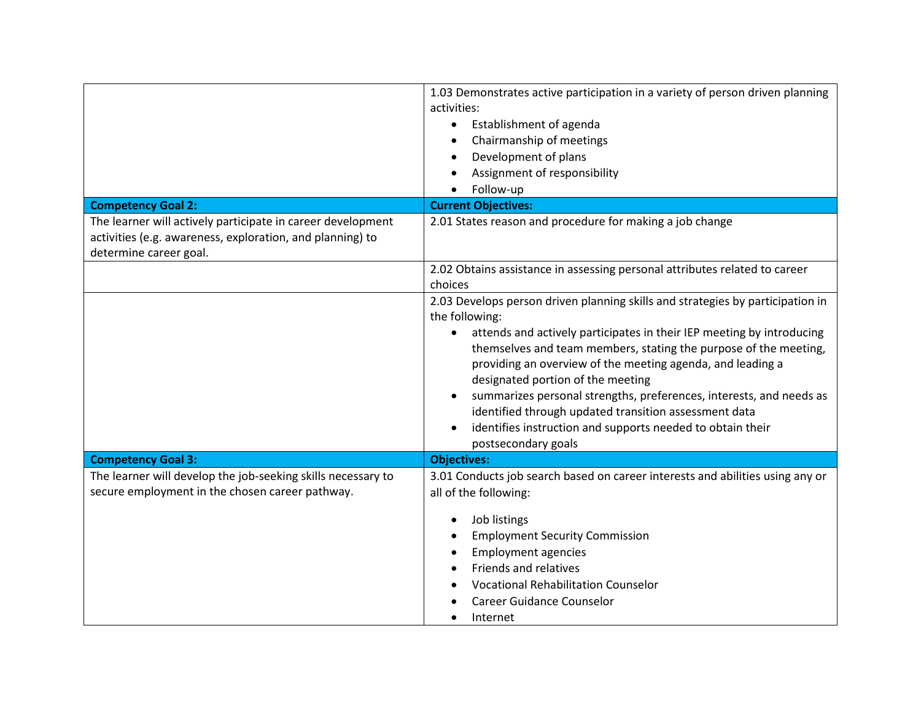| | |
|---|---|
| | 1.03 Demonstrates active participation in a variety of person driven planning activities:<br>• Establishment of agenda<br>• Chairmanship of meetings<br>• Development of plans<br>• Assignment of responsibility<br>• Follow-up |
| **Competency Goal 2:** | **Current Objectives:** |
| The learner will actively participate in career development activities (e.g. awareness, exploration, and planning) to determine career goal. | 2.01 States reason and procedure for making a job change |
| | 2.02 Obtains assistance in assessing personal attributes related to career choices |
| | 2.03 Develops person driven planning skills and strategies by participation in the following:<br>• attends and actively participates in their IEP meeting by introducing themselves and team members, stating the purpose of the meeting, providing an overview of the meeting agenda, and leading a designated portion of the meeting<br>• summarizes personal strengths, preferences, interests, and needs as identified through updated transition assessment data<br>• identifies instruction and supports needed to obtain their postsecondary goals |
| **Competency Goal 3:** | **Objectives:** |
| The learner will develop the job-seeking skills necessary to secure employment in the chosen career pathway. | 3.01 Conducts job search based on career interests and abilities using any or all of the following:<br>• Job listings<br>• Employment Security Commission<br>• Employment agencies<br>• Friends and relatives<br>• Vocational Rehabilitation Counselor<br>• Career Guidance Counselor<br>• Internet |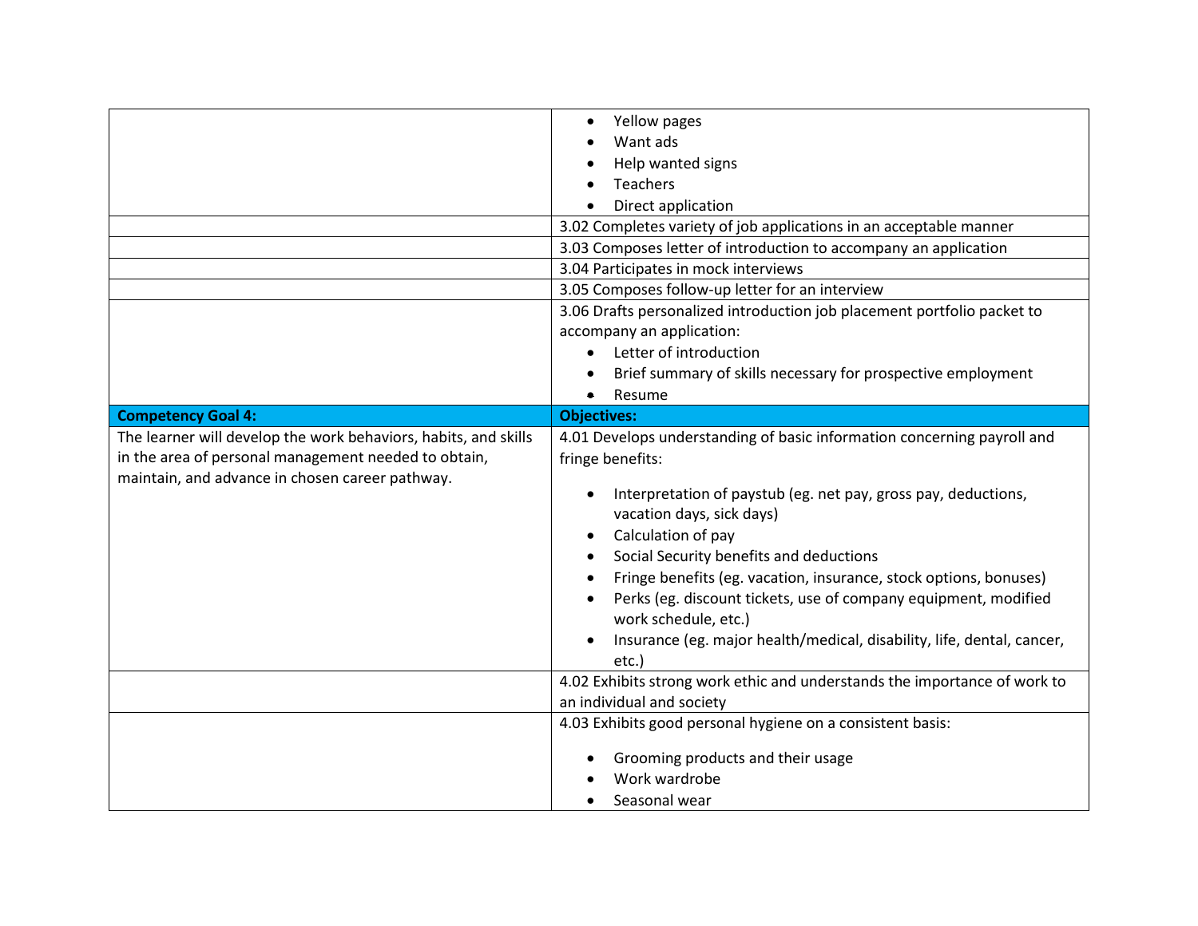| | |
|---|---|
| | • Yellow pages<br>• Want ads<br>• Help wanted signs<br>• Teachers<br>• Direct application |
| | 3.02 Completes variety of job applications in an acceptable manner |
| | 3.03 Composes letter of introduction to accompany an application |
| | 3.04 Participates in mock interviews |
| | 3.05 Composes follow-up letter for an interview |
| | 3.06 Drafts personalized introduction job placement portfolio packet to accompany an application:<br>• Letter of introduction<br>• Brief summary of skills necessary for prospective employment<br>• Resume |
| **Competency Goal 4:** | **Objectives:** |
| The learner will develop the work behaviors, habits, and skills in the area of personal management needed to obtain, maintain, and advance in chosen career pathway. | 4.01 Develops understanding of basic information concerning payroll and fringe benefits:<br>• Interpretation of paystub (eg. net pay, gross pay, deductions, vacation days, sick days)<br>• Calculation of pay<br>• Social Security benefits and deductions<br>• Fringe benefits (eg. vacation, insurance, stock options, bonuses)<br>• Perks (eg. discount tickets, use of company equipment, modified work schedule, etc.)<br>• Insurance (eg. major health/medical, disability, life, dental, cancer, etc.) |
| | 4.02 Exhibits strong work ethic and understands the importance of work to an individual and society |
| | 4.03 Exhibits good personal hygiene on a consistent basis:<br>• Grooming products and their usage<br>• Work wardrobe<br>• Seasonal wear |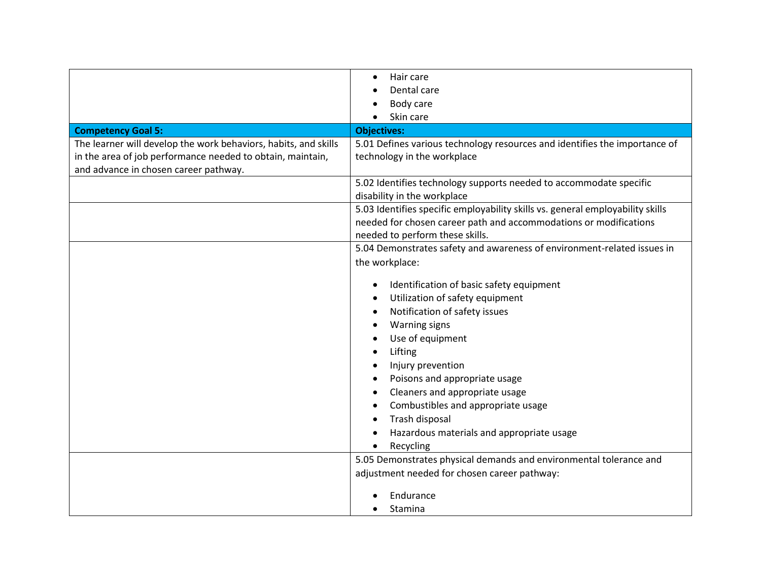| | |
|---|---|
| | <ul><li>Hair care</li><li>Dental care</li><li>Body care</li><li>Skin care</li></ul> |
| **Competency Goal 5:** | **Objectives:** |
| The learner will develop the work behaviors, habits, and skills in the area of job performance needed to obtain, maintain, and advance in chosen career pathway. | 5.01 Defines various technology resources and identifies the importance of technology in the workplace |
| | 5.02 Identifies technology supports needed to accommodate specific disability in the workplace |
| | 5.03 Identifies specific employability skills vs. general employability skills needed for chosen career path and accommodations or modifications needed to perform these skills. |
| | 5.04 Demonstrates safety and awareness of environment-related issues in the workplace:<ul><li>Identification of basic safety equipment</li><li>Utilization of safety equipment</li><li>Notification of safety issues</li><li>Warning signs</li><li>Use of equipment</li><li>Lifting</li><li>Injury prevention</li><li>Poisons and appropriate usage</li><li>Cleaners and appropriate usage</li><li>Combustibles and appropriate usage</li><li>Trash disposal</li><li>Hazardous materials and appropriate usage</li><li>Recycling</li></ul> |
| | 5.05 Demonstrates physical demands and environmental tolerance and adjustment needed for chosen career pathway:<ul><li>Endurance</li><li>Stamina</li></ul> |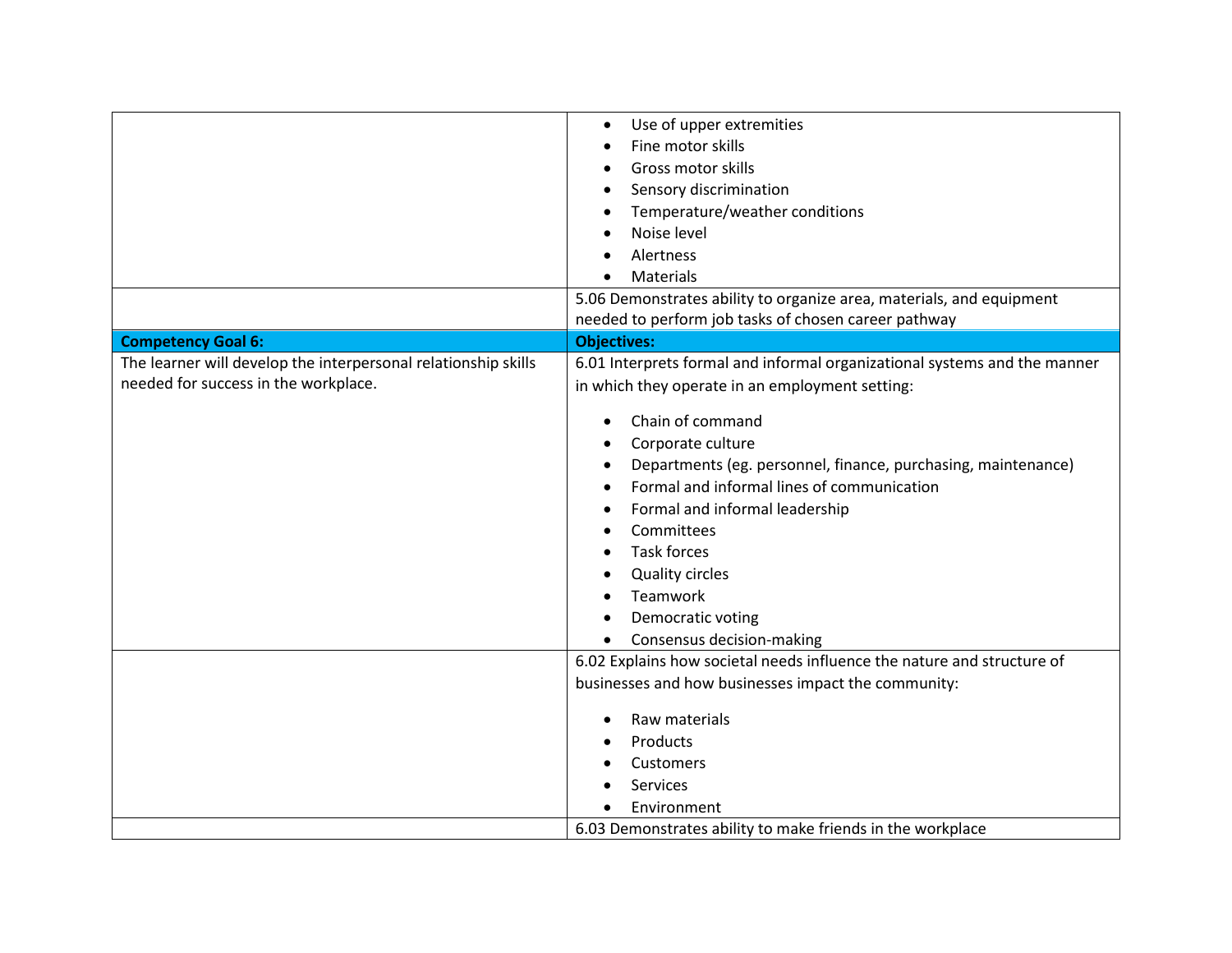| | |
|---|---|
| | • Use of upper extremities<br>• Fine motor skills<br>• Gross motor skills<br>• Sensory discrimination<br>• Temperature/weather conditions<br>• Noise level<br>• Alertness<br>• Materials |
| | 5.06 Demonstrates ability to organize area, materials, and equipment needed to perform job tasks of chosen career pathway |
| **Competency Goal 6:** | **Objectives:** |
| The learner will develop the interpersonal relationship skills needed for success in the workplace. | 6.01 Interprets formal and informal organizational systems and the manner in which they operate in an employment setting:<br><br>• Chain of command<br>• Corporate culture<br>• Departments (eg. personnel, finance, purchasing, maintenance)<br>• Formal and informal lines of communication<br>• Formal and informal leadership<br>• Committees<br>• Task forces<br>• Quality circles<br>• Teamwork<br>• Democratic voting<br>• Consensus decision-making |
| | 6.02 Explains how societal needs influence the nature and structure of businesses and how businesses impact the community:<br><br>• Raw materials<br>• Products<br>• Customers<br>• Services<br>• Environment |
| | 6.03 Demonstrates ability to make friends in the workplace |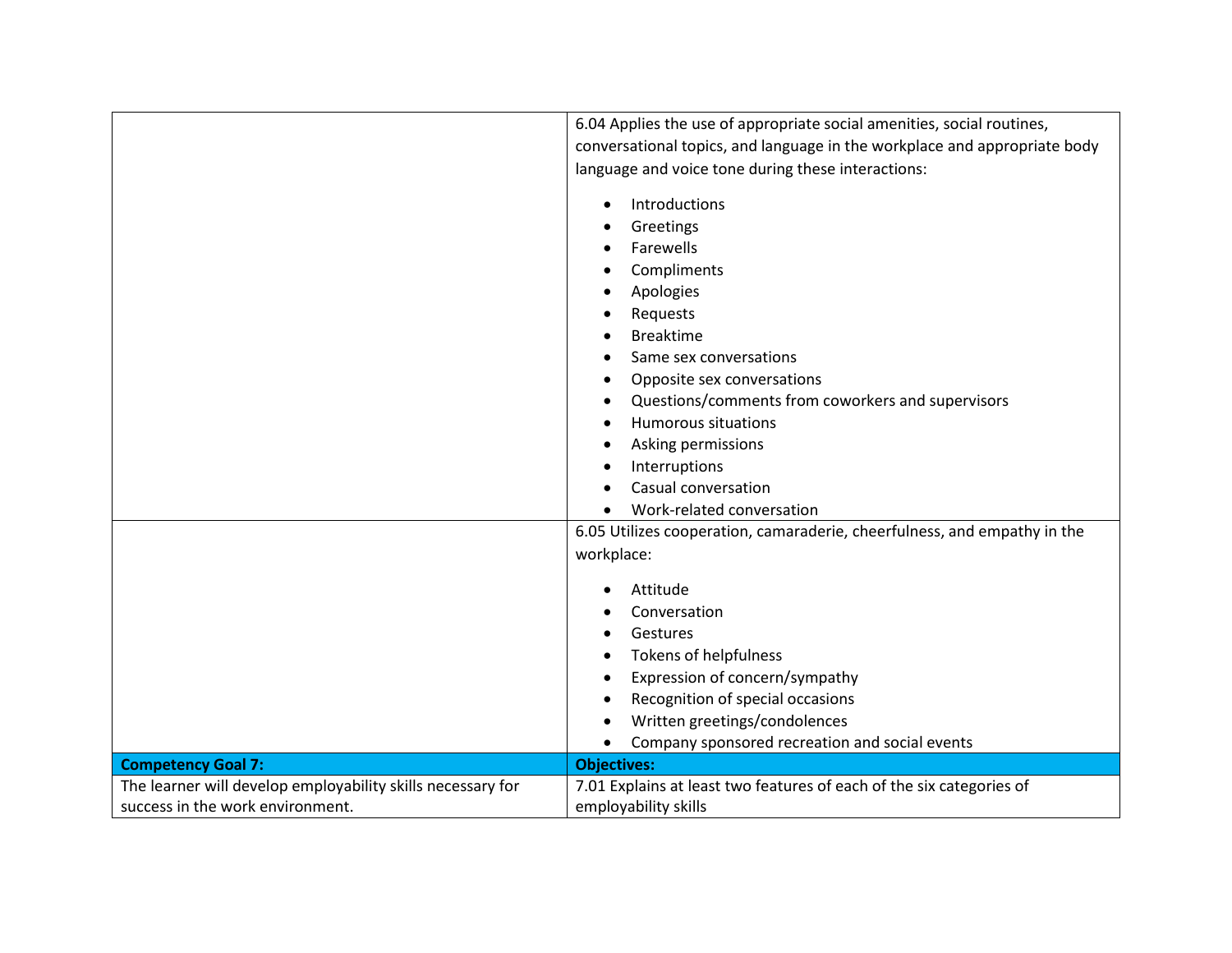| | |
|---|---|
| | 6.04 Applies the use of appropriate social amenities, social routines, conversational topics, and language in the workplace and appropriate body language and voice tone during these interactions:<br><br>• Introductions<br>• Greetings<br>• Farewells<br>• Compliments<br>• Apologies<br>• Requests<br>• Breaktime<br>• Same sex conversations<br>• Opposite sex conversations<br>• Questions/comments from coworkers and supervisors<br>• Humorous situations<br>• Asking permissions<br>• Interruptions<br>• Casual conversation<br>• Work-related conversation |
| | 6.05 Utilizes cooperation, camaraderie, cheerfulness, and empathy in the workplace:<br><br>• Attitude<br>• Conversation<br>• Gestures<br>• Tokens of helpfulness<br>• Expression of concern/sympathy<br>• Recognition of special occasions<br>• Written greetings/condolences<br>• Company sponsored recreation and social events |
| **Competency Goal 7:** | **Objectives:** |
| The learner will develop employability skills necessary for success in the work environment. | 7.01 Explains at least two features of each of the six categories of employability skills |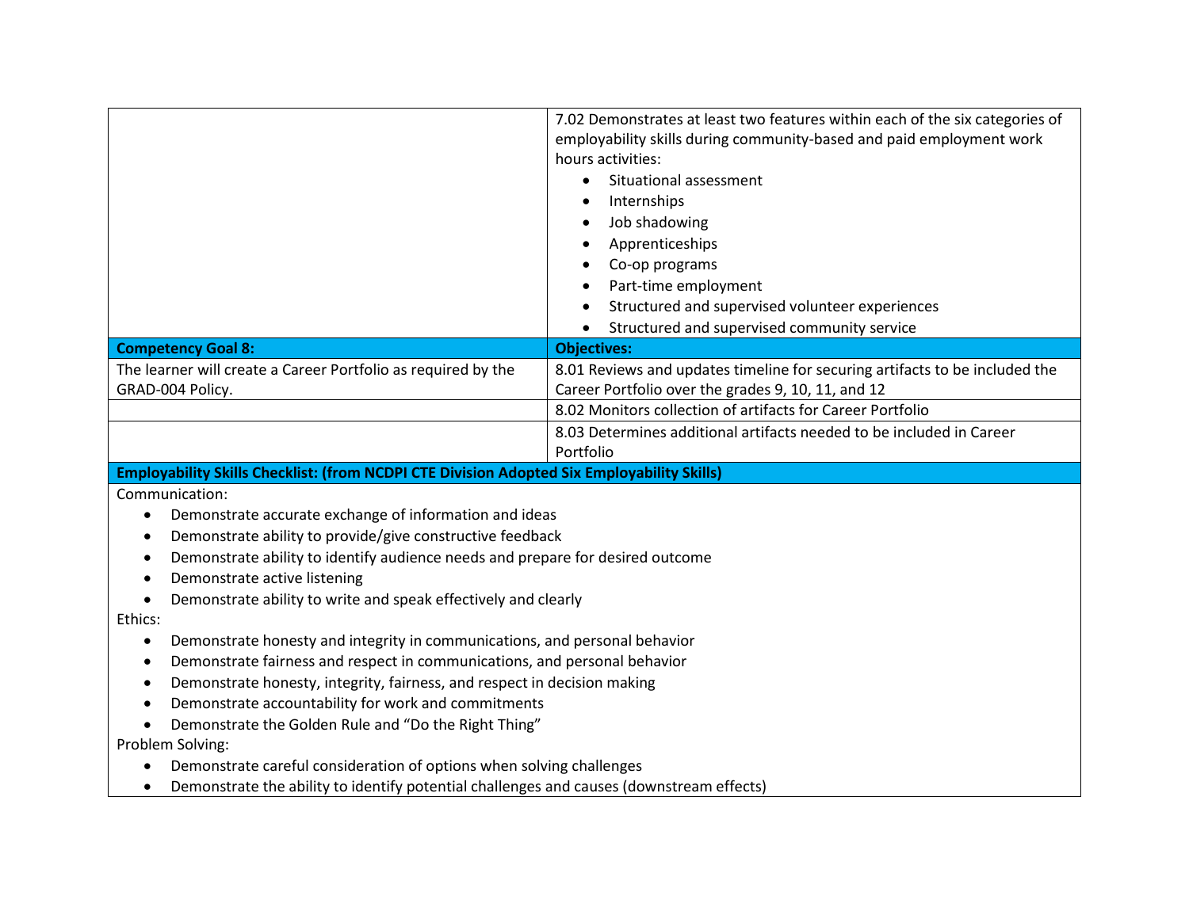| | |
|---|---|
| | 7.02 Demonstrates at least two features within each of the six categories of employability skills during community-based and paid employment work hours activities:<br>• Situational assessment<br>• Internships<br>• Job shadowing<br>• Apprenticeships<br>• Co-op programs<br>• Part-time employment<br>• Structured and supervised volunteer experiences<br>• Structured and supervised community service |
| **Competency Goal 8:** | **Objectives:** |
| The learner will create a Career Portfolio as required by the GRAD-004 Policy. | 8.01 Reviews and updates timeline for securing artifacts to be included the Career Portfolio over the grades 9, 10, 11, and 12 |
| | 8.02 Monitors collection of artifacts for Career Portfolio |
| | 8.03 Determines additional artifacts needed to be included in Career Portfolio |

**Employability Skills Checklist: (from NCDPI CTE Division Adopted Six Employability Skills)**

Communication:

- Demonstrate accurate exchange of information and ideas
- Demonstrate ability to provide/give constructive feedback
- Demonstrate ability to identify audience needs and prepare for desired outcome
- Demonstrate active listening
- Demonstrate ability to write and speak effectively and clearly

Ethics:

- Demonstrate honesty and integrity in communications, and personal behavior
- Demonstrate fairness and respect in communications, and personal behavior
- Demonstrate honesty, integrity, fairness, and respect in decision making
- Demonstrate accountability for work and commitments
- Demonstrate the Golden Rule and "Do the Right Thing"

Problem Solving:

- Demonstrate careful consideration of options when solving challenges
- Demonstrate the ability to identify potential challenges and causes (downstream effects)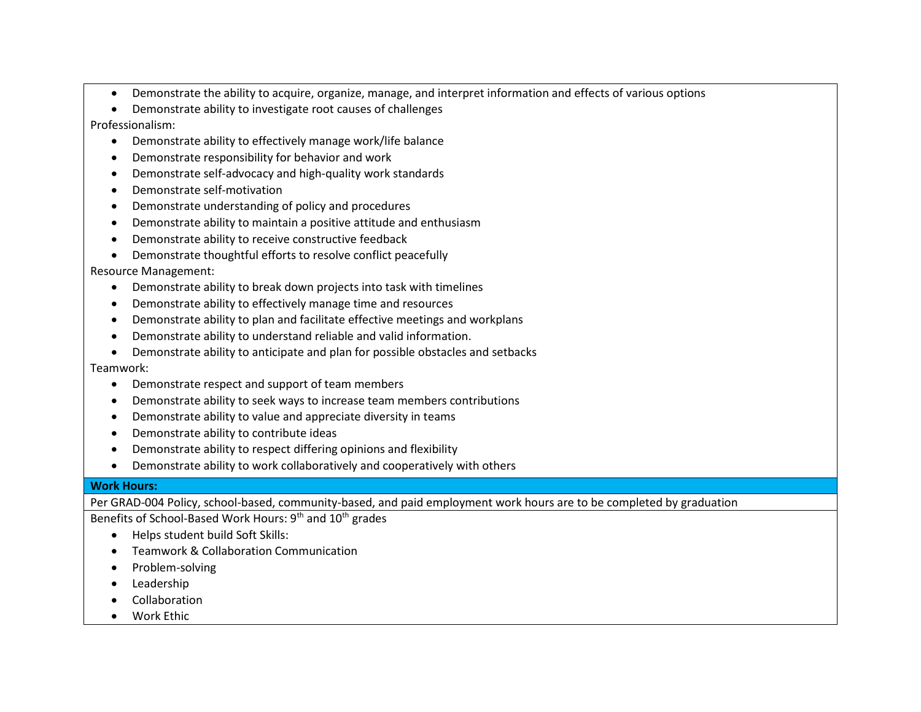- Demonstrate the ability to acquire, organize, manage, and interpret information and effects of various options
- Demonstrate ability to investigate root causes of challenges

Professionalism:

- Demonstrate ability to effectively manage work/life balance
- Demonstrate responsibility for behavior and work
- Demonstrate self-advocacy and high-quality work standards
- Demonstrate self-motivation
- Demonstrate understanding of policy and procedures
- Demonstrate ability to maintain a positive attitude and enthusiasm
- Demonstrate ability to receive constructive feedback
- Demonstrate thoughtful efforts to resolve conflict peacefully

Resource Management:

- Demonstrate ability to break down projects into task with timelines
- Demonstrate ability to effectively manage time and resources
- Demonstrate ability to plan and facilitate effective meetings and workplans
- Demonstrate ability to understand reliable and valid information.
- Demonstrate ability to anticipate and plan for possible obstacles and setbacks

Teamwork:

- Demonstrate respect and support of team members
- Demonstrate ability to seek ways to increase team members contributions
- Demonstrate ability to value and appreciate diversity in teams
- Demonstrate ability to contribute ideas
- Demonstrate ability to respect differing opinions and flexibility
- Demonstrate ability to work collaboratively and cooperatively with others

**Work Hours:**

Per GRAD-004 Policy, school-based, community-based, and paid employment work hours are to be completed by graduation

Benefits of School-Based Work Hours: 9th and 10th grades

- Helps student build Soft Skills:
- Teamwork & Collaboration Communication
- Problem-solving
- Leadership
- Collaboration
- Work Ethic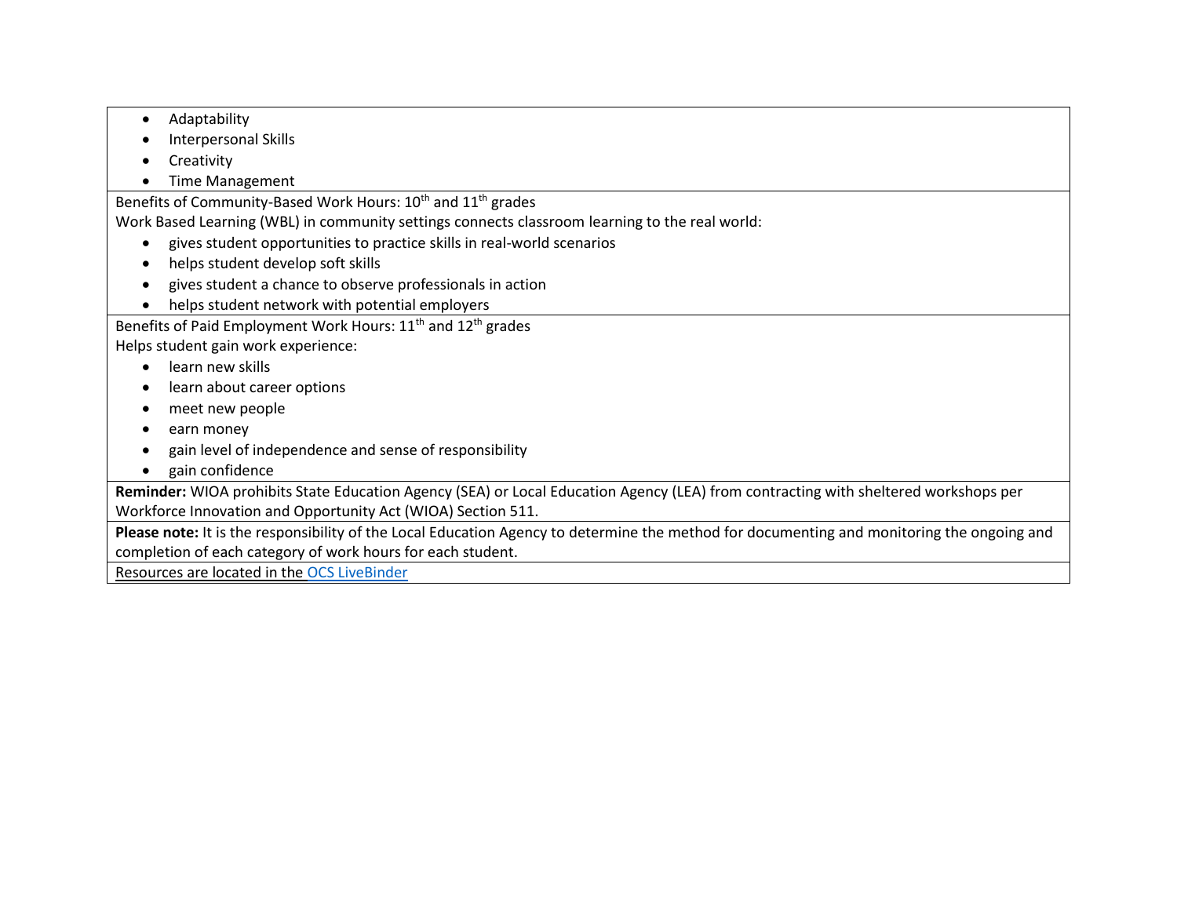- Adaptability
- Interpersonal Skills
- Creativity
- Time Management

Benefits of Community-Based Work Hours: 10th and 11th grades

Work Based Learning (WBL) in community settings connects classroom learning to the real world:

- gives student opportunities to practice skills in real-world scenarios
- helps student develop soft skills
- gives student a chance to observe professionals in action
- helps student network with potential employers

Benefits of Paid Employment Work Hours: 11th and 12th grades

Helps student gain work experience:

- learn new skills
- learn about career options
- meet new people
- earn money
- gain level of independence and sense of responsibility
- gain confidence

**Reminder:** WIOA prohibits State Education Agency (SEA) or Local Education Agency (LEA) from contracting with sheltered workshops per Workforce Innovation and Opportunity Act (WIOA) Section 511.

**Please note:** It is the responsibility of the Local Education Agency to determine the method for documenting and monitoring the ongoing and completion of each category of work hours for each student.

Resources are located in the OCS LiveBinder